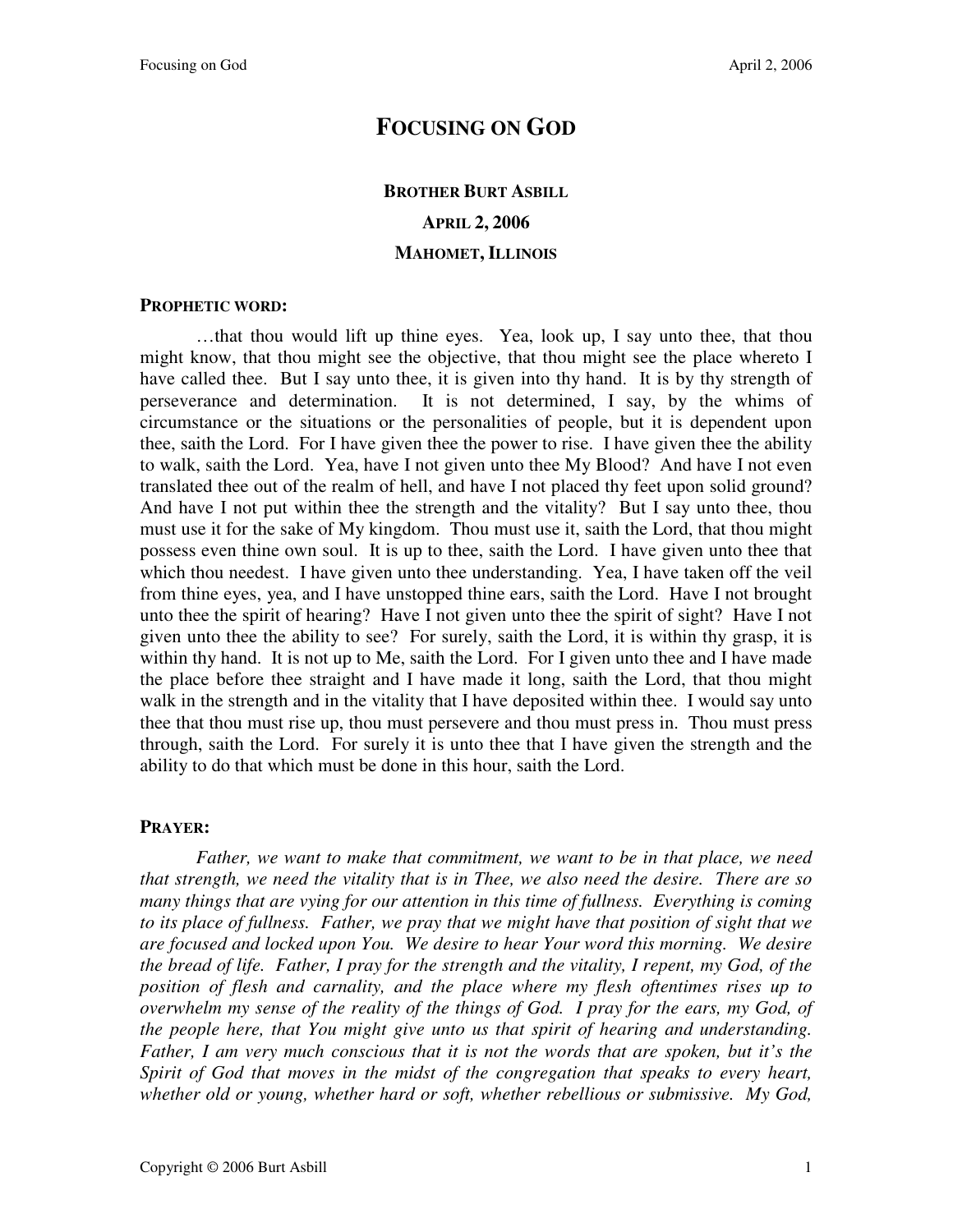# FOCUSING ON GOD

**BROTHER BURT ASBILL**

**APRIL 2, 2006**

**MAHOMET, ILLINOIS**

**PROPHETIC WORD:**

…that thou would lift up thine eyes. Yea, look up, I say unto thee, that thou might know, that thou might see the objective, that thou might see the place whereto I have called thee. But I say unto thee, it is given into thy hand. It is by thy strength of perseverance and determination. It is not determined, I say, by the whims of circumstance or the situations or the personalities of people, but it is dependent upon thee, saith the Lord. For I have given thee the power to rise. I have given thee the ability to walk, saith the Lord. Yea, have I not given unto thee My Blood? And have I not even translated thee out of the realm of hell, and have I not placed thy feet upon solid ground? And have I not put within thee the strength and the vitality? But I say unto thee, thou must use it for the sake of My kingdom. Thou must use it, saith the Lord, that thou might possess even thine own soul. It is up to thee, saith the Lord. I have given unto thee that which thou needest. I have given unto thee understanding. Yea, I have taken off the veil from thine eyes, yea, and I have unstopped thine ears, saith the Lord. Have I not brought unto thee the spirit of hearing? Have I not given unto thee the spirit of sight? Have I not given unto thee the ability to see? For surely, saith the Lord, it is within thy grasp, it is within thy hand. It is not up to Me, saith the Lord. For I given unto thee and I have made the place before thee straight and I have made it long, saith the Lord, that thou might walk in the strength and in the vitality that I have deposited within thee. I would say unto thee that thou must rise up, thou must persevere and thou must press in. Thou must press through, saith the Lord. For surely it is unto thee that I have given the strength and the ability to do that which must be done in this hour, saith the Lord.

**PRAYER:**

*Father, we want to make that commitment, we want to be in that place, we need that strength, we need the vitality that is in Thee, we also need the desire. There are so many things that are vying for our attention in this time of fullness. Everything is coming to its place of fullness. Father, we pray that we might have that position of sight that we are focused and locked upon You. We desire to hear Your word this morning. We desire the bread of life. Father, I pray for the strength and the vitality, I repent, my God, of the position of flesh and carnality, and the place where my flesh oftentimes rises up to overwhelm my sense of the reality of the things of God. I pray for the ears, my God, of the people here, that You might give unto us that spirit of hearing and understanding. Father, I am very much conscious that it is not the words that are spoken, but it's the Spirit of God that moves in the midst of the congregation that speaks to every heart, whether old or young, whether hard or soft, whether rebellious or submissive. My God,*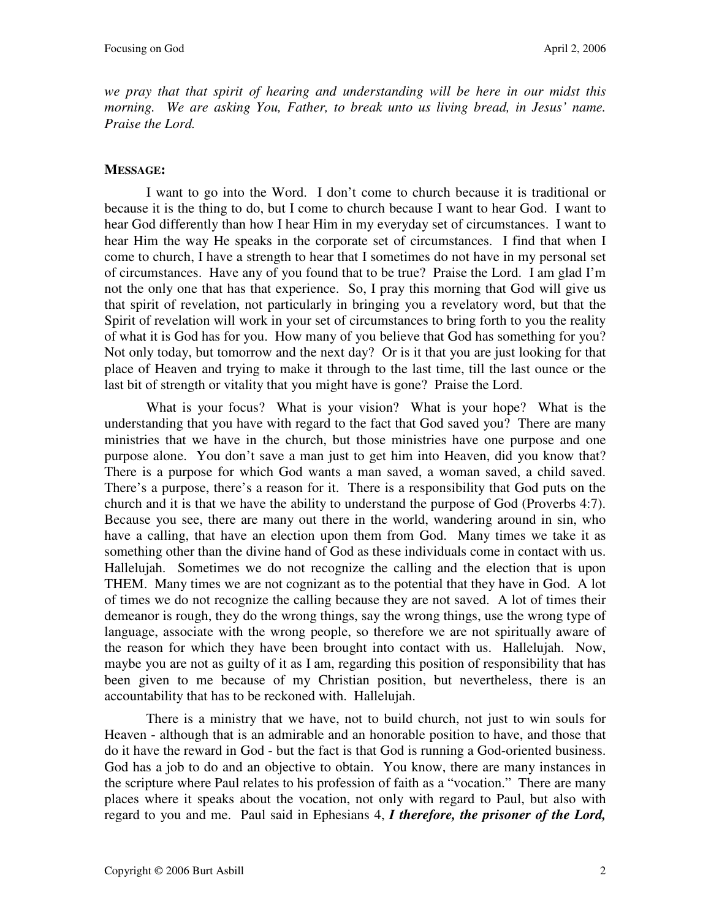*we pray that that spirit of hearing and understanding will be here in our midst this morning. We are asking You, Father, to break unto us living bread, in Jesus' name. Praise the Lord.*

**MESSAGE:**

I want to go into the Word. I don't come to church because it is traditional or because it is the thing to do, but I come to church because I want to hear God. I want to hear God differently than how I hear Him in my everyday set of circumstances. I want to hear Him the way He speaks in the corporate set of circumstances. I find that when I come to church, I have a strength to hear that I sometimes do not have in my personal set of circumstances. Have any of you found that to be true? Praise the Lord. I am glad I'm not the only one that has that experience. So, I pray this morning that God will give us that spirit of revelation, not particularly in bringing you a revelatory word, but that the Spirit of revelation will work in your set of circumstances to bring forth to you the reality of what it is God has for you. How many of you believe that God has something for you? Not only today, but tomorrow and the next day? Or is it that you are just looking for that place of Heaven and trying to make it through to the last time, till the last ounce or the last bit of strength or vitality that you might have is gone? Praise the Lord.

What is your focus? What is your vision? What is your hope? What is the understanding that you have with regard to the fact that God saved you? There are many ministries that we have in the church, but those ministries have one purpose and one purpose alone. You don't save a man just to get him into Heaven, did you know that? There is a purpose for which God wants a man saved, a woman saved, a child saved. There's a purpose, there's a reason for it. There is a responsibility that God puts on the church and it is that we have the ability to understand the purpose of God (Proverbs 4:7). Because you see, there are many out there in the world, wandering around in sin, who have a calling, that have an election upon them from God. Many times we take it as something other than the divine hand of God as these individuals come in contact with us. Hallelujah. Sometimes we do not recognize the calling and the election that is upon THEM. Many times we are not cognizant as to the potential that they have in God. A lot of times we do not recognize the calling because they are not saved. A lot of times their demeanor is rough, they do the wrong things, say the wrong things, use the wrong type of language, associate with the wrong people, so therefore we are not spiritually aware of the reason for which they have been brought into contact with us. Hallelujah. Now, maybe you are not as guilty of it as I am, regarding this position of responsibility that has been given to me because of my Christian position, but nevertheless, there is an accountability that has to be reckoned with. Hallelujah.

There is a ministry that we have, not to build church, not just to win souls for Heaven - although that is an admirable and an honorable position to have, and those that do it have the reward in God - but the fact is that God is running a God-oriented business. God has a job to do and an objective to obtain. You know, there are many instances in the scripture where Paul relates to his profession of faith as a "vocation." There are many places where it speaks about the vocation, not only with regard to Paul, but also with regard to you and me. Paul said in Ephesians 4, ***I therefore, the prisoner of the Lord,***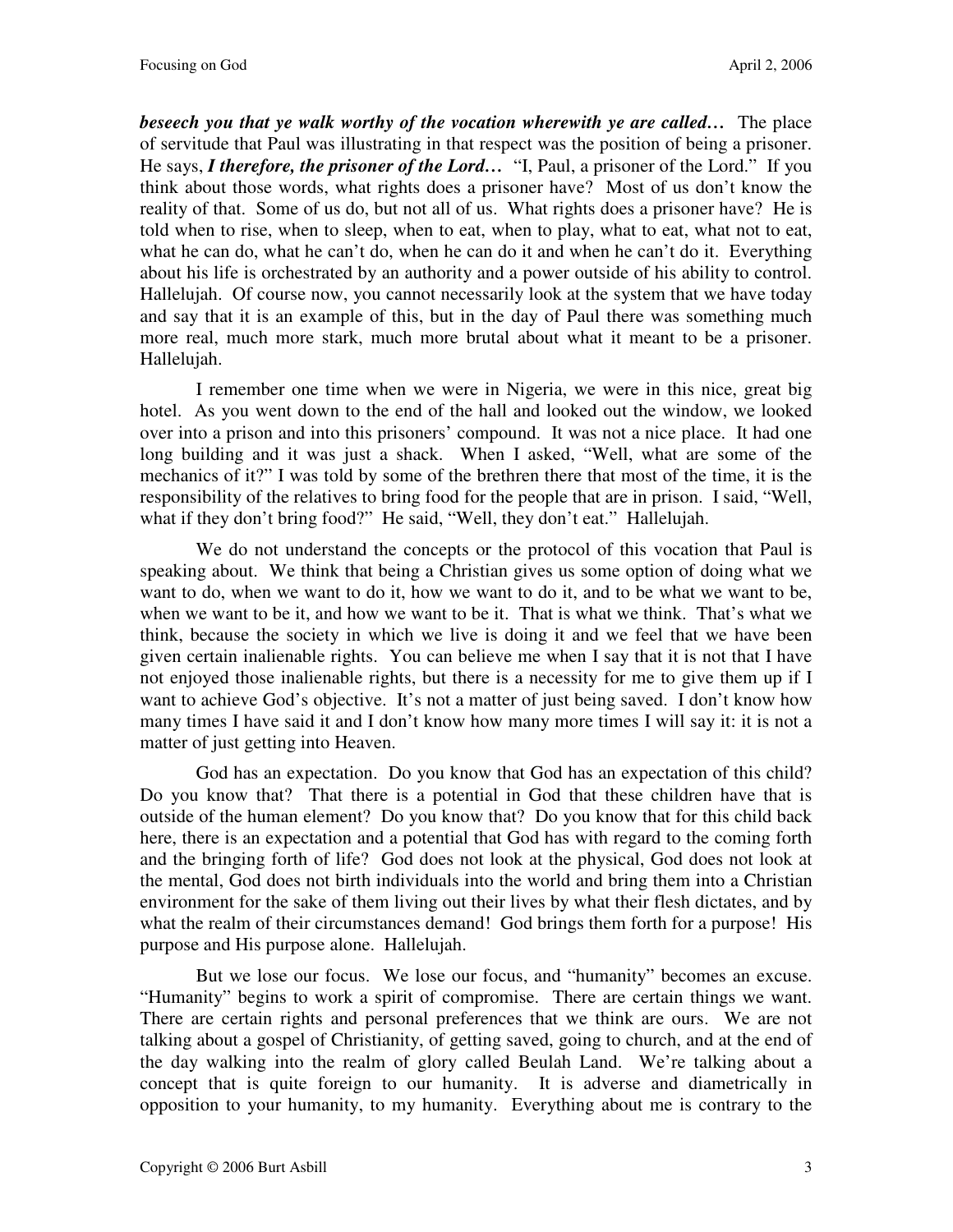***beseech you that ye walk worthy of the vocation wherewith ye are called…*** The place of servitude that Paul was illustrating in that respect was the position of being a prisoner. He says, ***I therefore, the prisoner of the Lord…*** "I, Paul, a prisoner of the Lord." If you think about those words, what rights does a prisoner have? Most of us don't know the reality of that. Some of us do, but not all of us. What rights does a prisoner have? He is told when to rise, when to sleep, when to eat, when to play, what to eat, what not to eat, what he can do, what he can't do, when he can do it and when he can't do it. Everything about his life is orchestrated by an authority and a power outside of his ability to control. Hallelujah. Of course now, you cannot necessarily look at the system that we have today and say that it is an example of this, but in the day of Paul there was something much more real, much more stark, much more brutal about what it meant to be a prisoner. Hallelujah.

I remember one time when we were in Nigeria, we were in this nice, great big hotel. As you went down to the end of the hall and looked out the window, we looked over into a prison and into this prisoners' compound. It was not a nice place. It had one long building and it was just a shack. When I asked, "Well, what are some of the mechanics of it?" I was told by some of the brethren there that most of the time, it is the responsibility of the relatives to bring food for the people that are in prison. I said, "Well, what if they don't bring food?" He said, "Well, they don't eat." Hallelujah.

We do not understand the concepts or the protocol of this vocation that Paul is speaking about. We think that being a Christian gives us some option of doing what we want to do, when we want to do it, how we want to do it, and to be what we want to be, when we want to be it, and how we want to be it. That is what we think. That's what we think, because the society in which we live is doing it and we feel that we have been given certain inalienable rights. You can believe me when I say that it is not that I have not enjoyed those inalienable rights, but there is a necessity for me to give them up if I want to achieve God's objective. It's not a matter of just being saved. I don't know how many times I have said it and I don't know how many more times I will say it: it is not a matter of just getting into Heaven.

God has an expectation. Do you know that God has an expectation of this child? Do you know that? That there is a potential in God that these children have that is outside of the human element? Do you know that? Do you know that for this child back here, there is an expectation and a potential that God has with regard to the coming forth and the bringing forth of life? God does not look at the physical, God does not look at the mental, God does not birth individuals into the world and bring them into a Christian environment for the sake of them living out their lives by what their flesh dictates, and by what the realm of their circumstances demand! God brings them forth for a purpose! His purpose and His purpose alone. Hallelujah.

But we lose our focus. We lose our focus, and "humanity" becomes an excuse. "Humanity" begins to work a spirit of compromise. There are certain things we want. There are certain rights and personal preferences that we think are ours. We are not talking about a gospel of Christianity, of getting saved, going to church, and at the end of the day walking into the realm of glory called Beulah Land. We're talking about a concept that is quite foreign to our humanity. It is adverse and diametrically in opposition to your humanity, to my humanity. Everything about me is contrary to the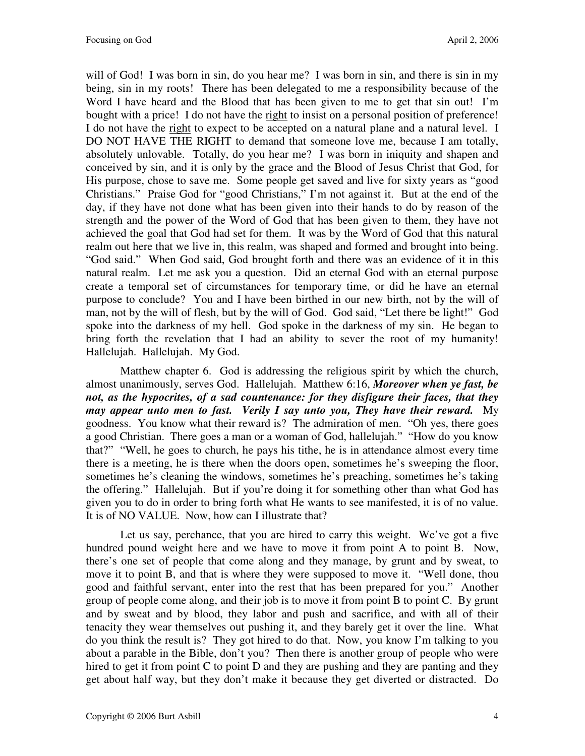will of God! I was born in sin, do you hear me? I was born in sin, and there is sin in my being, sin in my roots! There has been delegated to me a responsibility because of the Word I have heard and the Blood that has been given to me to get that sin out! I'm bought with a price! I do not have the <u>right</u> to insist on a personal position of preference! I do not have the <u>right</u> to expect to be accepted on a natural plane and a natural level. I DO NOT HAVE THE RIGHT to demand that someone love me, because I am totally, absolutely unlovable. Totally, do you hear me? I was born in iniquity and shapen and conceived by sin, and it is only by the grace and the Blood of Jesus Christ that God, for His purpose, chose to save me. Some people get saved and live for sixty years as "good Christians." Praise God for "good Christians," I'm not against it. But at the end of the day, if they have not done what has been given into their hands to do by reason of the strength and the power of the Word of God that has been given to them, they have not achieved the goal that God had set for them. It was by the Word of God that this natural realm out here that we live in, this realm, was shaped and formed and brought into being. "God said." When God said, God brought forth and there was an evidence of it in this natural realm. Let me ask you a question. Did an eternal God with an eternal purpose create a temporal set of circumstances for temporary time, or did he have an eternal purpose to conclude? You and I have been birthed in our new birth, not by the will of man, not by the will of flesh, but by the will of God. God said, "Let there be light!" God spoke into the darkness of my hell. God spoke in the darkness of my sin. He began to bring forth the revelation that I had an ability to sever the root of my humanity! Hallelujah. Hallelujah. My God.

Matthew chapter 6. God is addressing the religious spirit by which the church, almost unanimously, serves God. Hallelujah. Matthew 6:16, ***Moreover when ye fast, be not, as the hypocrites, of a sad countenance: for they disfigure their faces, that they may appear unto men to fast. Verily I say unto you, They have their reward.*** My goodness. You know what their reward is? The admiration of men. "Oh yes, there goes a good Christian. There goes a man or a woman of God, hallelujah." "How do you know that?" "Well, he goes to church, he pays his tithe, he is in attendance almost every time there is a meeting, he is there when the doors open, sometimes he's sweeping the floor, sometimes he's cleaning the windows, sometimes he's preaching, sometimes he's taking the offering." Hallelujah. But if you're doing it for something other than what God has given you to do in order to bring forth what He wants to see manifested, it is of no value. It is of NO VALUE. Now, how can I illustrate that?

Let us say, perchance, that you are hired to carry this weight. We've got a five hundred pound weight here and we have to move it from point A to point B. Now, there's one set of people that come along and they manage, by grunt and by sweat, to move it to point B, and that is where they were supposed to move it. "Well done, thou good and faithful servant, enter into the rest that has been prepared for you." Another group of people come along, and their job is to move it from point B to point C. By grunt and by sweat and by blood, they labor and push and sacrifice, and with all of their tenacity they wear themselves out pushing it, and they barely get it over the line. What do you think the result is? They got hired to do that. Now, you know I'm talking to you about a parable in the Bible, don't you? Then there is another group of people who were hired to get it from point C to point D and they are pushing and they are panting and they get about half way, but they don't make it because they get diverted or distracted. Do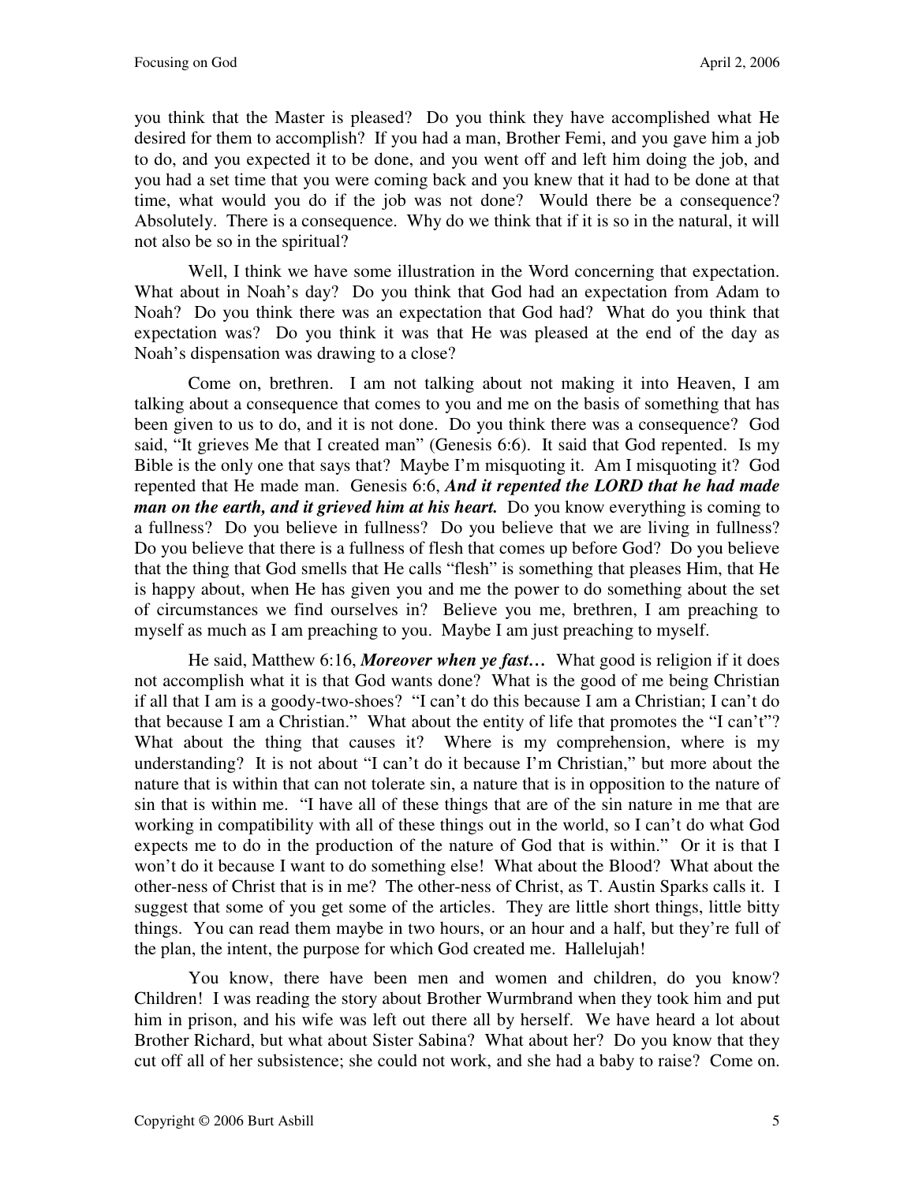you think that the Master is pleased? Do you think they have accomplished what He desired for them to accomplish? If you had a man, Brother Femi, and you gave him a job to do, and you expected it to be done, and you went off and left him doing the job, and you had a set time that you were coming back and you knew that it had to be done at that time, what would you do if the job was not done? Would there be a consequence? Absolutely. There is a consequence. Why do we think that if it is so in the natural, it will not also be so in the spiritual?

Well, I think we have some illustration in the Word concerning that expectation. What about in Noah's day? Do you think that God had an expectation from Adam to Noah? Do you think there was an expectation that God had? What do you think that expectation was? Do you think it was that He was pleased at the end of the day as Noah's dispensation was drawing to a close?

Come on, brethren. I am not talking about not making it into Heaven, I am talking about a consequence that comes to you and me on the basis of something that has been given to us to do, and it is not done. Do you think there was a consequence? God said, "It grieves Me that I created man" (Genesis 6:6). It said that God repented. Is my Bible is the only one that says that? Maybe I'm misquoting it. Am I misquoting it? God repented that He made man. Genesis 6:6, ***And it repented the LORD that he had made man on the earth, and it grieved him at his heart.*** Do you know everything is coming to a fullness? Do you believe in fullness? Do you believe that we are living in fullness? Do you believe that there is a fullness of flesh that comes up before God? Do you believe that the thing that God smells that He calls "flesh" is something that pleases Him, that He is happy about, when He has given you and me the power to do something about the set of circumstances we find ourselves in? Believe you me, brethren, I am preaching to myself as much as I am preaching to you. Maybe I am just preaching to myself.

He said, Matthew 6:16, ***Moreover when ye fast…*** What good is religion if it does not accomplish what it is that God wants done? What is the good of me being Christian if all that I am is a goody-two-shoes? "I can't do this because I am a Christian; I can't do that because I am a Christian." What about the entity of life that promotes the "I can't"? What about the thing that causes it? Where is my comprehension, where is my understanding? It is not about "I can't do it because I'm Christian," but more about the nature that is within that can not tolerate sin, a nature that is in opposition to the nature of sin that is within me. "I have all of these things that are of the sin nature in me that are working in compatibility with all of these things out in the world, so I can't do what God expects me to do in the production of the nature of God that is within." Or it is that I won't do it because I want to do something else! What about the Blood? What about the other-ness of Christ that is in me? The other-ness of Christ, as T. Austin Sparks calls it. I suggest that some of you get some of the articles. They are little short things, little bitty things. You can read them maybe in two hours, or an hour and a half, but they're full of the plan, the intent, the purpose for which God created me. Hallelujah!

You know, there have been men and women and children, do you know? Children! I was reading the story about Brother Wurmbrand when they took him and put him in prison, and his wife was left out there all by herself. We have heard a lot about Brother Richard, but what about Sister Sabina? What about her? Do you know that they cut off all of her subsistence; she could not work, and she had a baby to raise? Come on.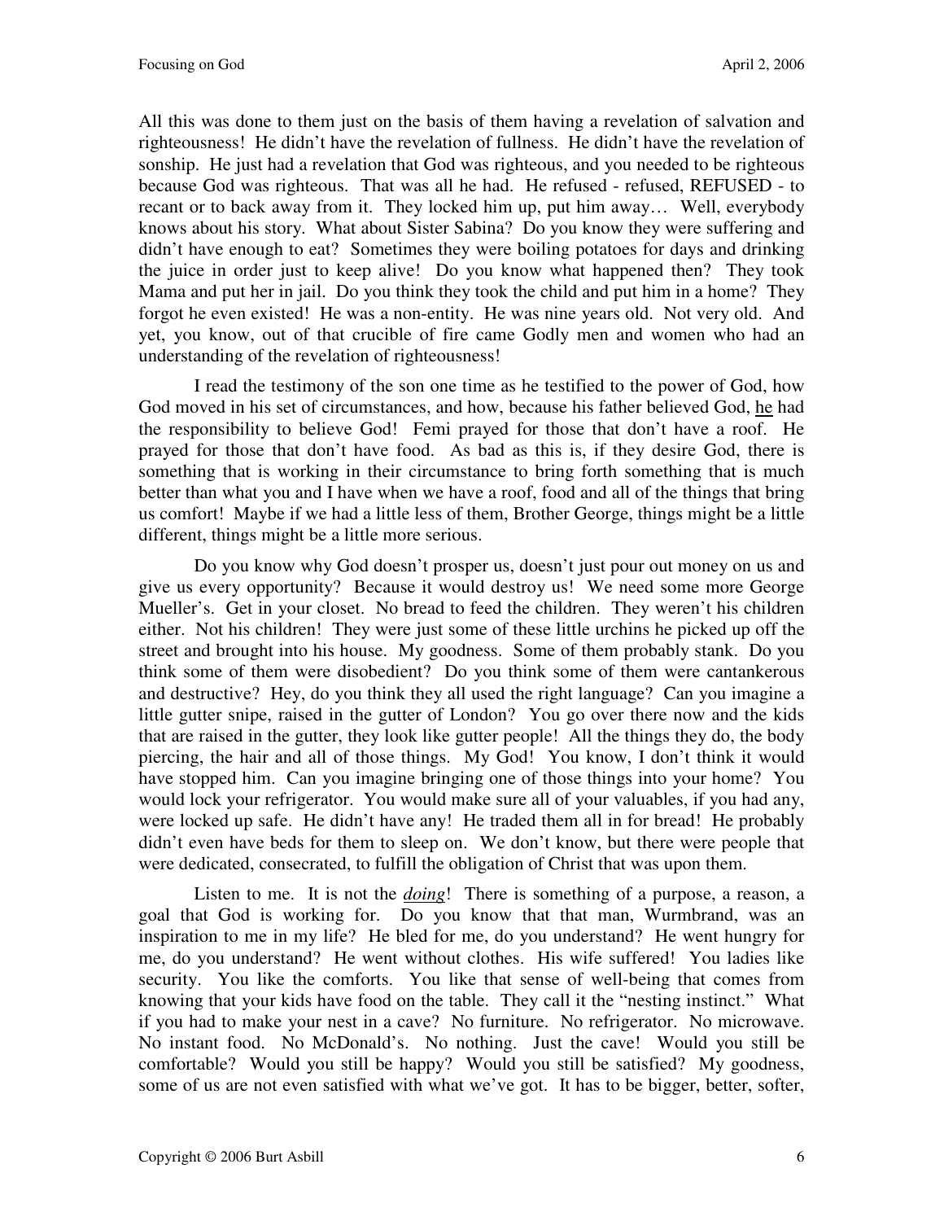All this was done to them just on the basis of them having a revelation of salvation and righteousness! He didn't have the revelation of fullness. He didn't have the revelation of sonship. He just had a revelation that God was righteous, and you needed to be righteous because God was righteous. That was all he had. He refused - refused, REFUSED - to recant or to back away from it. They locked him up, put him away… Well, everybody knows about his story. What about Sister Sabina? Do you know they were suffering and didn't have enough to eat? Sometimes they were boiling potatoes for days and drinking the juice in order just to keep alive! Do you know what happened then? They took Mama and put her in jail. Do you think they took the child and put him in a home? They forgot he even existed! He was a non-entity. He was nine years old. Not very old. And yet, you know, out of that crucible of fire came Godly men and women who had an understanding of the revelation of righteousness!

I read the testimony of the son one time as he testified to the power of God, how God moved in his set of circumstances, and how, because his father believed God, he had the responsibility to believe God! Femi prayed for those that don't have a roof. He prayed for those that don't have food. As bad as this is, if they desire God, there is something that is working in their circumstance to bring forth something that is much better than what you and I have when we have a roof, food and all of the things that bring us comfort! Maybe if we had a little less of them, Brother George, things might be a little different, things might be a little more serious.

Do you know why God doesn't prosper us, doesn't just pour out money on us and give us every opportunity? Because it would destroy us! We need some more George Mueller's. Get in your closet. No bread to feed the children. They weren't his children either. Not his children! They were just some of these little urchins he picked up off the street and brought into his house. My goodness. Some of them probably stank. Do you think some of them were disobedient? Do you think some of them were cantankerous and destructive? Hey, do you think they all used the right language? Can you imagine a little gutter snipe, raised in the gutter of London? You go over there now and the kids that are raised in the gutter, they look like gutter people! All the things they do, the body piercing, the hair and all of those things. My God! You know, I don't think it would have stopped him. Can you imagine bringing one of those things into your home? You would lock your refrigerator. You would make sure all of your valuables, if you had any, were locked up safe. He didn't have any! He traded them all in for bread! He probably didn't even have beds for them to sleep on. We don't know, but there were people that were dedicated, consecrated, to fulfill the obligation of Christ that was upon them.

Listen to me. It is not the ***doing***! There is something of a purpose, a reason, a goal that God is working for. Do you know that that man, Wurmbrand, was an inspiration to me in my life? He bled for me, do you understand? He went hungry for me, do you understand? He went without clothes. His wife suffered! You ladies like security. You like the comforts. You like that sense of well-being that comes from knowing that your kids have food on the table. They call it the "nesting instinct." What if you had to make your nest in a cave? No furniture. No refrigerator. No microwave. No instant food. No McDonald's. No nothing. Just the cave! Would you still be comfortable? Would you still be happy? Would you still be satisfied? My goodness, some of us are not even satisfied with what we've got. It has to be bigger, better, softer,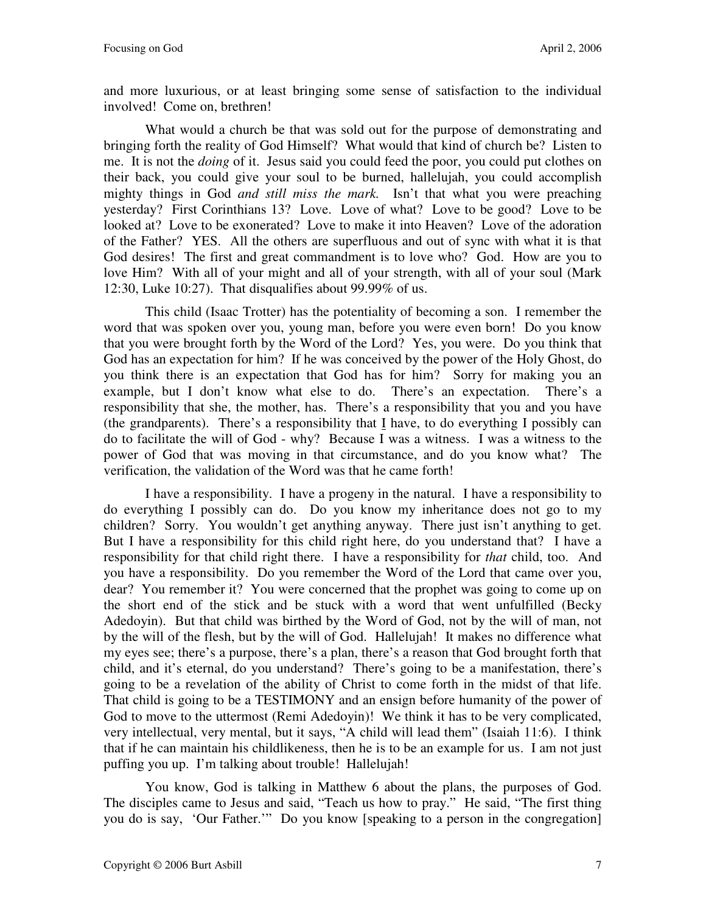and more luxurious, or at least bringing some sense of satisfaction to the individual involved! Come on, brethren!

What would a church be that was sold out for the purpose of demonstrating and bringing forth the reality of God Himself? What would that kind of church be? Listen to me. It is not the *doing* of it. Jesus said you could feed the poor, you could put clothes on their back, you could give your soul to be burned, hallelujah, you could accomplish mighty things in God *and still miss the mark.* Isn't that what you were preaching yesterday? First Corinthians 13? Love. Love of what? Love to be good? Love to be looked at? Love to be exonerated? Love to make it into Heaven? Love of the adoration of the Father? YES. All the others are superfluous and out of sync with what it is that God desires! The first and great commandment is to love who? God. How are you to love Him? With all of your might and all of your strength, with all of your soul (Mark 12:30, Luke 10:27). That disqualifies about 99.99% of us.

This child (Isaac Trotter) has the potentiality of becoming a son. I remember the word that was spoken over you, young man, before you were even born! Do you know that you were brought forth by the Word of the Lord? Yes, you were. Do you think that God has an expectation for him? If he was conceived by the power of the Holy Ghost, do you think there is an expectation that God has for him? Sorry for making you an example, but I don't know what else to do. There's an expectation. There's a responsibility that she, the mother, has. There's a responsibility that you and you have (the grandparents). There's a responsibility that I have, to do everything I possibly can do to facilitate the will of God - why? Because I was a witness. I was a witness to the power of God that was moving in that circumstance, and do you know what? The verification, the validation of the Word was that he came forth!

I have a responsibility. I have a progeny in the natural. I have a responsibility to do everything I possibly can do. Do you know my inheritance does not go to my children? Sorry. You wouldn't get anything anyway. There just isn't anything to get. But I have a responsibility for this child right here, do you understand that? I have a responsibility for that child right there. I have a responsibility for *that* child, too. And you have a responsibility. Do you remember the Word of the Lord that came over you, dear? You remember it? You were concerned that the prophet was going to come up on the short end of the stick and be stuck with a word that went unfulfilled (Becky Adedoyin). But that child was birthed by the Word of God, not by the will of man, not by the will of the flesh, but by the will of God. Hallelujah! It makes no difference what my eyes see; there's a purpose, there's a plan, there's a reason that God brought forth that child, and it's eternal, do you understand? There's going to be a manifestation, there's going to be a revelation of the ability of Christ to come forth in the midst of that life. That child is going to be a TESTIMONY and an ensign before humanity of the power of God to move to the uttermost (Remi Adedoyin)! We think it has to be very complicated, very intellectual, very mental, but it says, "A child will lead them" (Isaiah 11:6). I think that if he can maintain his childlikeness, then he is to be an example for us. I am not just puffing you up. I'm talking about trouble! Hallelujah!

You know, God is talking in Matthew 6 about the plans, the purposes of God. The disciples came to Jesus and said, "Teach us how to pray." He said, "The first thing you do is say, 'Our Father.'" Do you know [speaking to a person in the congregation]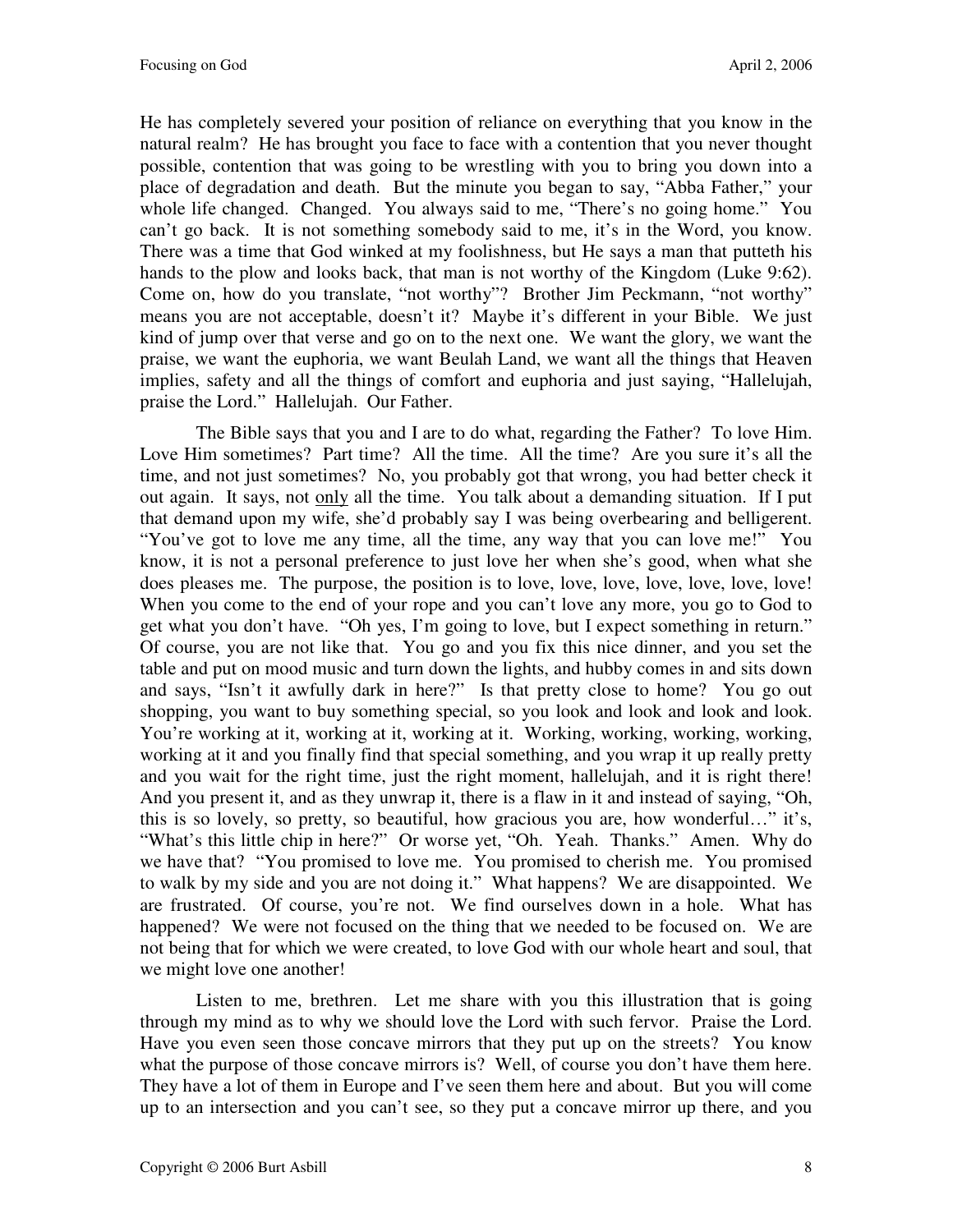He has completely severed your position of reliance on everything that you know in the natural realm? He has brought you face to face with a contention that you never thought possible, contention that was going to be wrestling with you to bring you down into a place of degradation and death. But the minute you began to say, "Abba Father," your whole life changed. Changed. You always said to me, "There's no going home." You can't go back. It is not something somebody said to me, it's in the Word, you know. There was a time that God winked at my foolishness, but He says a man that putteth his hands to the plow and looks back, that man is not worthy of the Kingdom (Luke 9:62). Come on, how do you translate, "not worthy"? Brother Jim Peckmann, "not worthy" means you are not acceptable, doesn't it? Maybe it's different in your Bible. We just kind of jump over that verse and go on to the next one. We want the glory, we want the praise, we want the euphoria, we want Beulah Land, we want all the things that Heaven implies, safety and all the things of comfort and euphoria and just saying, "Hallelujah, praise the Lord." Hallelujah. Our Father.

The Bible says that you and I are to do what, regarding the Father? To love Him. Love Him sometimes? Part time? All the time. All the time? Are you sure it's all the time, and not just sometimes? No, you probably got that wrong, you had better check it out again. It says, not <u>only</u> all the time. You talk about a demanding situation. If I put that demand upon my wife, she'd probably say I was being overbearing and belligerent. "You've got to love me any time, all the time, any way that you can love me!" You know, it is not a personal preference to just love her when she's good, when what she does pleases me. The purpose, the position is to love, love, love, love, love, love, love! When you come to the end of your rope and you can't love any more, you go to God to get what you don't have. "Oh yes, I'm going to love, but I expect something in return." Of course, you are not like that. You go and you fix this nice dinner, and you set the table and put on mood music and turn down the lights, and hubby comes in and sits down and says, "Isn't it awfully dark in here?" Is that pretty close to home? You go out shopping, you want to buy something special, so you look and look and look and look. You're working at it, working at it, working at it. Working, working, working, working, working at it and you finally find that special something, and you wrap it up really pretty and you wait for the right time, just the right moment, hallelujah, and it is right there! And you present it, and as they unwrap it, there is a flaw in it and instead of saying, "Oh, this is so lovely, so pretty, so beautiful, how gracious you are, how wonderful…" it's, "What's this little chip in here?" Or worse yet, "Oh. Yeah. Thanks." Amen. Why do we have that? "You promised to love me. You promised to cherish me. You promised to walk by my side and you are not doing it." What happens? We are disappointed. We are frustrated. Of course, you're not. We find ourselves down in a hole. What has happened? We were not focused on the thing that we needed to be focused on. We are not being that for which we were created, to love God with our whole heart and soul, that we might love one another!

Listen to me, brethren. Let me share with you this illustration that is going through my mind as to why we should love the Lord with such fervor. Praise the Lord. Have you even seen those concave mirrors that they put up on the streets? You know what the purpose of those concave mirrors is? Well, of course you don't have them here. They have a lot of them in Europe and I've seen them here and about. But you will come up to an intersection and you can't see, so they put a concave mirror up there, and you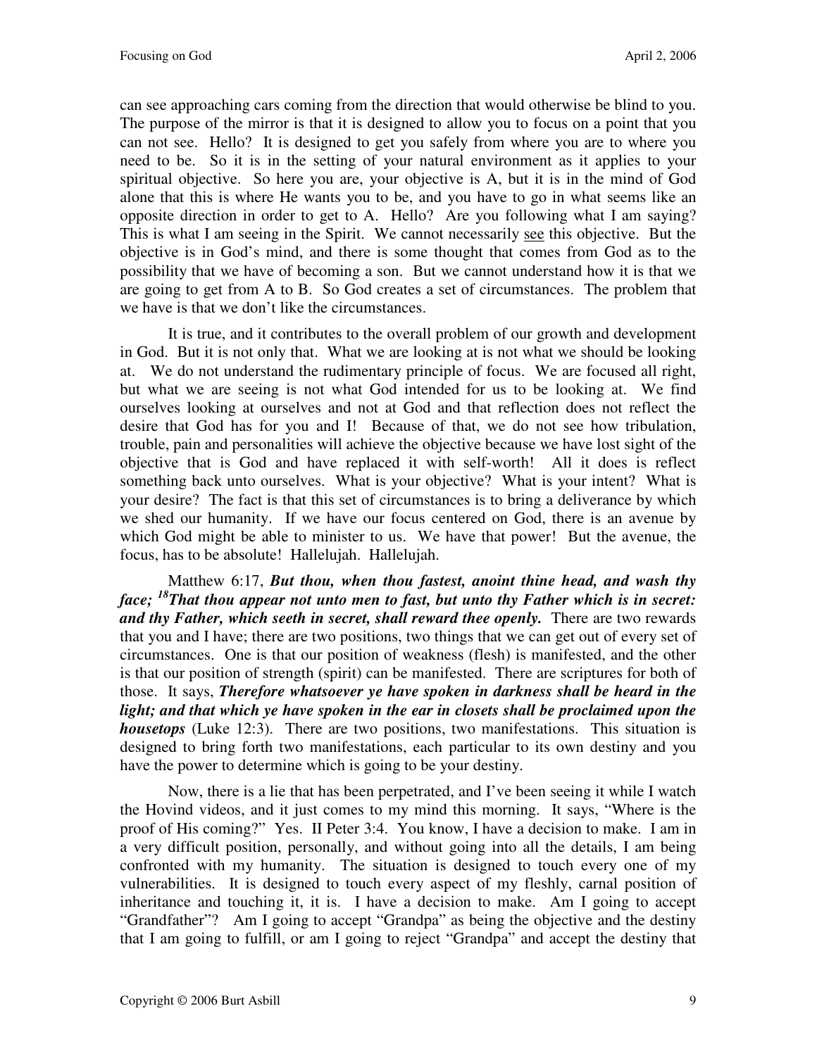can see approaching cars coming from the direction that would otherwise be blind to you. The purpose of the mirror is that it is designed to allow you to focus on a point that you can not see. Hello? It is designed to get you safely from where you are to where you need to be. So it is in the setting of your natural environment as it applies to your spiritual objective. So here you are, your objective is A, but it is in the mind of God alone that this is where He wants you to be, and you have to go in what seems like an opposite direction in order to get to A. Hello? Are you following what I am saying? This is what I am seeing in the Spirit. We cannot necessarily <u>see</u> this objective. But the objective is in God's mind, and there is some thought that comes from God as to the possibility that we have of becoming a son. But we cannot understand how it is that we are going to get from A to B. So God creates a set of circumstances. The problem that we have is that we don't like the circumstances.

It is true, and it contributes to the overall problem of our growth and development in God. But it is not only that. What we are looking at is not what we should be looking at. We do not understand the rudimentary principle of focus. We are focused all right, but what we are seeing is not what God intended for us to be looking at. We find ourselves looking at ourselves and not at God and that reflection does not reflect the desire that God has for you and I! Because of that, we do not see how tribulation, trouble, pain and personalities will achieve the objective because we have lost sight of the objective that is God and have replaced it with self-worth! All it does is reflect something back unto ourselves. What is your objective? What is your intent? What is your desire? The fact is that this set of circumstances is to bring a deliverance by which we shed our humanity. If we have our focus centered on God, there is an avenue by which God might be able to minister to us. We have that power! But the avenue, the focus, has to be absolute! Hallelujah. Hallelujah.

Matthew 6:17, ***But thou, when thou fastest, anoint thine head, and wash thy face; [18]That thou appear not unto men to fast, but unto thy Father which is in secret: and thy Father, which seeth in secret, shall reward thee openly.*** There are two rewards that you and I have; there are two positions, two things that we can get out of every set of circumstances. One is that our position of weakness (flesh) is manifested, and the other is that our position of strength (spirit) can be manifested. There are scriptures for both of those. It says, ***Therefore whatsoever ye have spoken in darkness shall be heard in the light; and that which ye have spoken in the ear in closets shall be proclaimed upon the housetops*** (Luke 12:3). There are two positions, two manifestations. This situation is designed to bring forth two manifestations, each particular to its own destiny and you have the power to determine which is going to be your destiny.

Now, there is a lie that has been perpetrated, and I've been seeing it while I watch the Hovind videos, and it just comes to my mind this morning. It says, "Where is the proof of His coming?" Yes. II Peter 3:4. You know, I have a decision to make. I am in a very difficult position, personally, and without going into all the details, I am being confronted with my humanity. The situation is designed to touch every one of my vulnerabilities. It is designed to touch every aspect of my fleshly, carnal position of inheritance and touching it, it is. I have a decision to make. Am I going to accept "Grandfather"? Am I going to accept "Grandpa" as being the objective and the destiny that I am going to fulfill, or am I going to reject "Grandpa" and accept the destiny that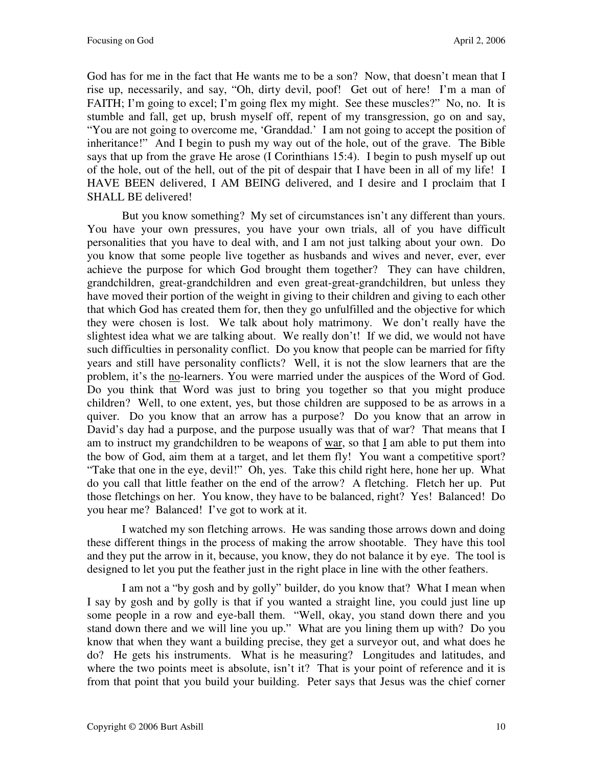God has for me in the fact that He wants me to be a son? Now, that doesn't mean that I rise up, necessarily, and say, "Oh, dirty devil, poof! Get out of here! I'm a man of FAITH; I'm going to excel; I'm going flex my might. See these muscles?" No, no. It is stumble and fall, get up, brush myself off, repent of my transgression, go on and say, "You are not going to overcome me, 'Granddad.' I am not going to accept the position of inheritance!" And I begin to push my way out of the hole, out of the grave. The Bible says that up from the grave He arose (I Corinthians 15:4). I begin to push myself up out of the hole, out of the hell, out of the pit of despair that I have been in all of my life! I HAVE BEEN delivered, I AM BEING delivered, and I desire and I proclaim that I SHALL BE delivered!

But you know something? My set of circumstances isn't any different than yours. You have your own pressures, you have your own trials, all of you have difficult personalities that you have to deal with, and I am not just talking about your own. Do you know that some people live together as husbands and wives and never, ever, ever achieve the purpose for which God brought them together? They can have children, grandchildren, great-grandchildren and even great-great-grandchildren, but unless they have moved their portion of the weight in giving to their children and giving to each other that which God has created them for, then they go unfulfilled and the objective for which they were chosen is lost. We talk about holy matrimony. We don't really have the slightest idea what we are talking about. We really don't! If we did, we would not have such difficulties in personality conflict. Do you know that people can be married for fifty years and still have personality conflicts? Well, it is not the slow learners that are the problem, it's the <u>no</u>-learners. You were married under the auspices of the Word of God. Do you think that Word was just to bring you together so that you might produce children? Well, to one extent, yes, but those children are supposed to be as arrows in a quiver. Do you know that an arrow has a purpose? Do you know that an arrow in David's day had a purpose, and the purpose usually was that of war? That means that I am to instruct my grandchildren to be weapons of <u>war</u>, so that <u>I</u> am able to put them into the bow of God, aim them at a target, and let them fly! You want a competitive sport? "Take that one in the eye, devil!" Oh, yes. Take this child right here, hone her up. What do you call that little feather on the end of the arrow? A fletching. Fletch her up. Put those fletchings on her. You know, they have to be balanced, right? Yes! Balanced! Do you hear me? Balanced! I've got to work at it.

I watched my son fletching arrows. He was sanding those arrows down and doing these different things in the process of making the arrow shootable. They have this tool and they put the arrow in it, because, you know, they do not balance it by eye. The tool is designed to let you put the feather just in the right place in line with the other feathers.

I am not a "by gosh and by golly" builder, do you know that? What I mean when I say by gosh and by golly is that if you wanted a straight line, you could just line up some people in a row and eye-ball them. "Well, okay, you stand down there and you stand down there and we will line you up." What are you lining them up with? Do you know that when they want a building precise, they get a surveyor out, and what does he do? He gets his instruments. What is he measuring? Longitudes and latitudes, and where the two points meet is absolute, isn't it? That is your point of reference and it is from that point that you build your building. Peter says that Jesus was the chief corner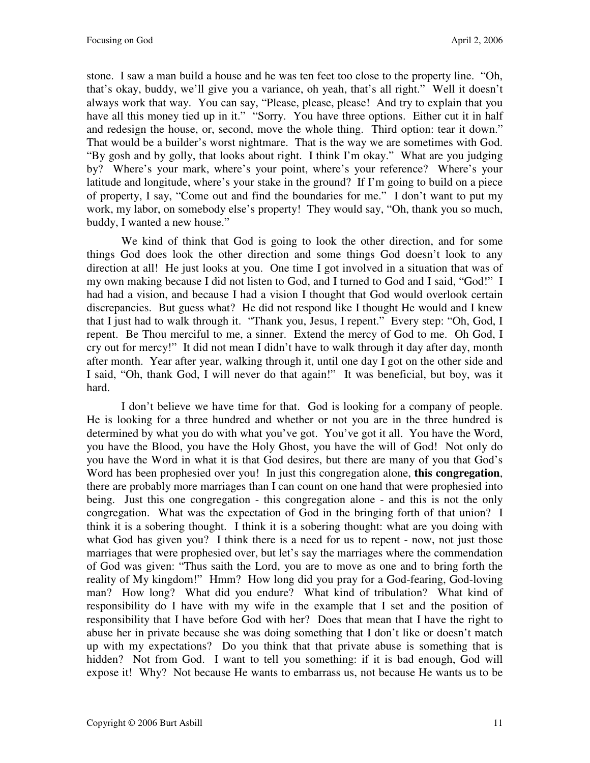stone. I saw a man build a house and he was ten feet too close to the property line. "Oh, that's okay, buddy, we'll give you a variance, oh yeah, that's all right." Well it doesn't always work that way. You can say, "Please, please, please! And try to explain that you have all this money tied up in it." "Sorry. You have three options. Either cut it in half and redesign the house, or, second, move the whole thing. Third option: tear it down." That would be a builder's worst nightmare. That is the way we are sometimes with God. "By gosh and by golly, that looks about right. I think I'm okay." What are you judging by? Where's your mark, where's your point, where's your reference? Where's your latitude and longitude, where's your stake in the ground? If I'm going to build on a piece of property, I say, "Come out and find the boundaries for me." I don't want to put my work, my labor, on somebody else's property! They would say, "Oh, thank you so much, buddy, I wanted a new house."

We kind of think that God is going to look the other direction, and for some things God does look the other direction and some things God doesn't look to any direction at all! He just looks at you. One time I got involved in a situation that was of my own making because I did not listen to God, and I turned to God and I said, "God!" I had had a vision, and because I had a vision I thought that God would overlook certain discrepancies. But guess what? He did not respond like I thought He would and I knew that I just had to walk through it. "Thank you, Jesus, I repent." Every step: "Oh, God, I repent. Be Thou merciful to me, a sinner. Extend the mercy of God to me. Oh God, I cry out for mercy!" It did not mean I didn't have to walk through it day after day, month after month. Year after year, walking through it, until one day I got on the other side and I said, "Oh, thank God, I will never do that again!" It was beneficial, but boy, was it hard.

I don't believe we have time for that. God is looking for a company of people. He is looking for a three hundred and whether or not you are in the three hundred is determined by what you do with what you've got. You've got it all. You have the Word, you have the Blood, you have the Holy Ghost, you have the will of God! Not only do you have the Word in what it is that God desires, but there are many of you that God's Word has been prophesied over you! In just this congregation alone, **this congregation**, there are probably more marriages than I can count on one hand that were prophesied into being. Just this one congregation - this congregation alone - and this is not the only congregation. What was the expectation of God in the bringing forth of that union? I think it is a sobering thought. I think it is a sobering thought: what are you doing with what God has given you? I think there is a need for us to repent - now, not just those marriages that were prophesied over, but let's say the marriages where the commendation of God was given: "Thus saith the Lord, you are to move as one and to bring forth the reality of My kingdom!" Hmm? How long did you pray for a God-fearing, God-loving man? How long? What did you endure? What kind of tribulation? What kind of responsibility do I have with my wife in the example that I set and the position of responsibility that I have before God with her? Does that mean that I have the right to abuse her in private because she was doing something that I don't like or doesn't match up with my expectations? Do you think that that private abuse is something that is hidden? Not from God. I want to tell you something: if it is bad enough, God will expose it! Why? Not because He wants to embarrass us, not because He wants us to be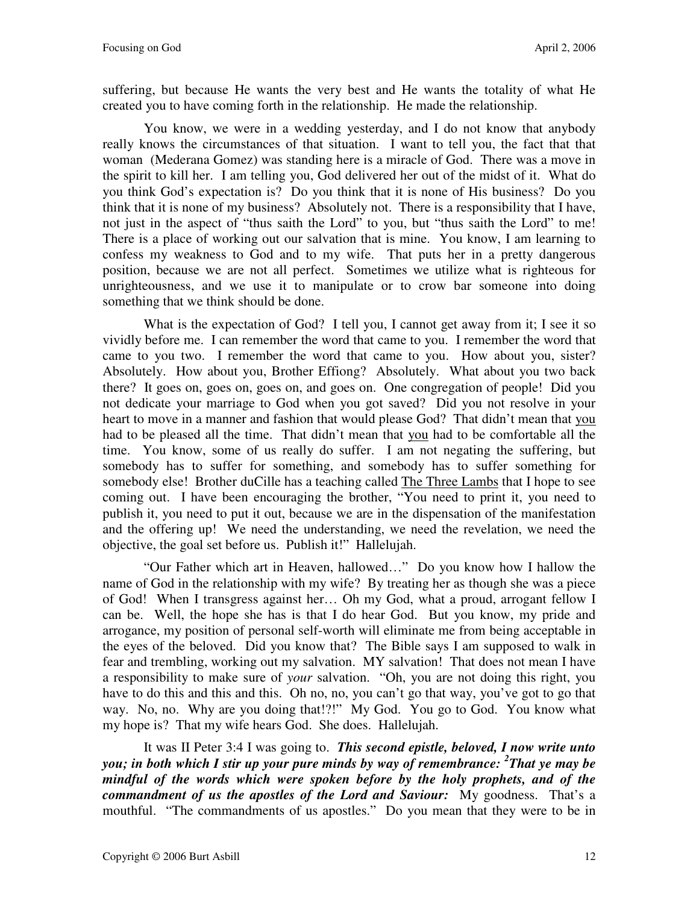suffering, but because He wants the very best and He wants the totality of what He created you to have coming forth in the relationship. He made the relationship.

You know, we were in a wedding yesterday, and I do not know that anybody really knows the circumstances of that situation. I want to tell you, the fact that that woman (Mederana Gomez) was standing here is a miracle of God. There was a move in the spirit to kill her. I am telling you, God delivered her out of the midst of it. What do you think God's expectation is? Do you think that it is none of His business? Do you think that it is none of my business? Absolutely not. There is a responsibility that I have, not just in the aspect of "thus saith the Lord" to you, but "thus saith the Lord" to me! There is a place of working out our salvation that is mine. You know, I am learning to confess my weakness to God and to my wife. That puts her in a pretty dangerous position, because we are not all perfect. Sometimes we utilize what is righteous for unrighteousness, and we use it to manipulate or to crow bar someone into doing something that we think should be done.

What is the expectation of God? I tell you, I cannot get away from it; I see it so vividly before me. I can remember the word that came to you. I remember the word that came to you two. I remember the word that came to you. How about you, sister? Absolutely. How about you, Brother Effiong? Absolutely. What about you two back there? It goes on, goes on, goes on, and goes on. One congregation of people! Did you not dedicate your marriage to God when you got saved? Did you not resolve in your heart to move in a manner and fashion that would please God? That didn't mean that <u>you</u> had to be pleased all the time. That didn't mean that <u>you</u> had to be comfortable all the time. You know, some of us really do suffer. I am not negating the suffering, but somebody has to suffer for something, and somebody has to suffer something for somebody else! Brother duCille has a teaching called <u>The Three Lambs</u> that I hope to see coming out. I have been encouraging the brother, "You need to print it, you need to publish it, you need to put it out, because we are in the dispensation of the manifestation and the offering up! We need the understanding, we need the revelation, we need the objective, the goal set before us. Publish it!" Hallelujah.

"Our Father which art in Heaven, hallowed…" Do you know how I hallow the name of God in the relationship with my wife? By treating her as though she was a piece of God! When I transgress against her… Oh my God, what a proud, arrogant fellow I can be. Well, the hope she has is that I do hear God. But you know, my pride and arrogance, my position of personal self-worth will eliminate me from being acceptable in the eyes of the beloved. Did you know that? The Bible says I am supposed to walk in fear and trembling, working out my salvation. MY salvation! That does not mean I have a responsibility to make sure of *your* salvation. "Oh, you are not doing this right, you have to do this and this and this. Oh no, no, you can't go that way, you've got to go that way. No, no. Why are you doing that!?!" My God. You go to God. You know what my hope is? That my wife hears God. She does. Hallelujah.

It was II Peter 3:4 I was going to. ***This second epistle, beloved, I now write unto you; in both which I stir up your pure minds by way of remembrance: [2]That ye may be mindful of the words which were spoken before by the holy prophets, and of the commandment of us the apostles of the Lord and Saviour:*** My goodness. That's a mouthful. "The commandments of us apostles." Do you mean that they were to be in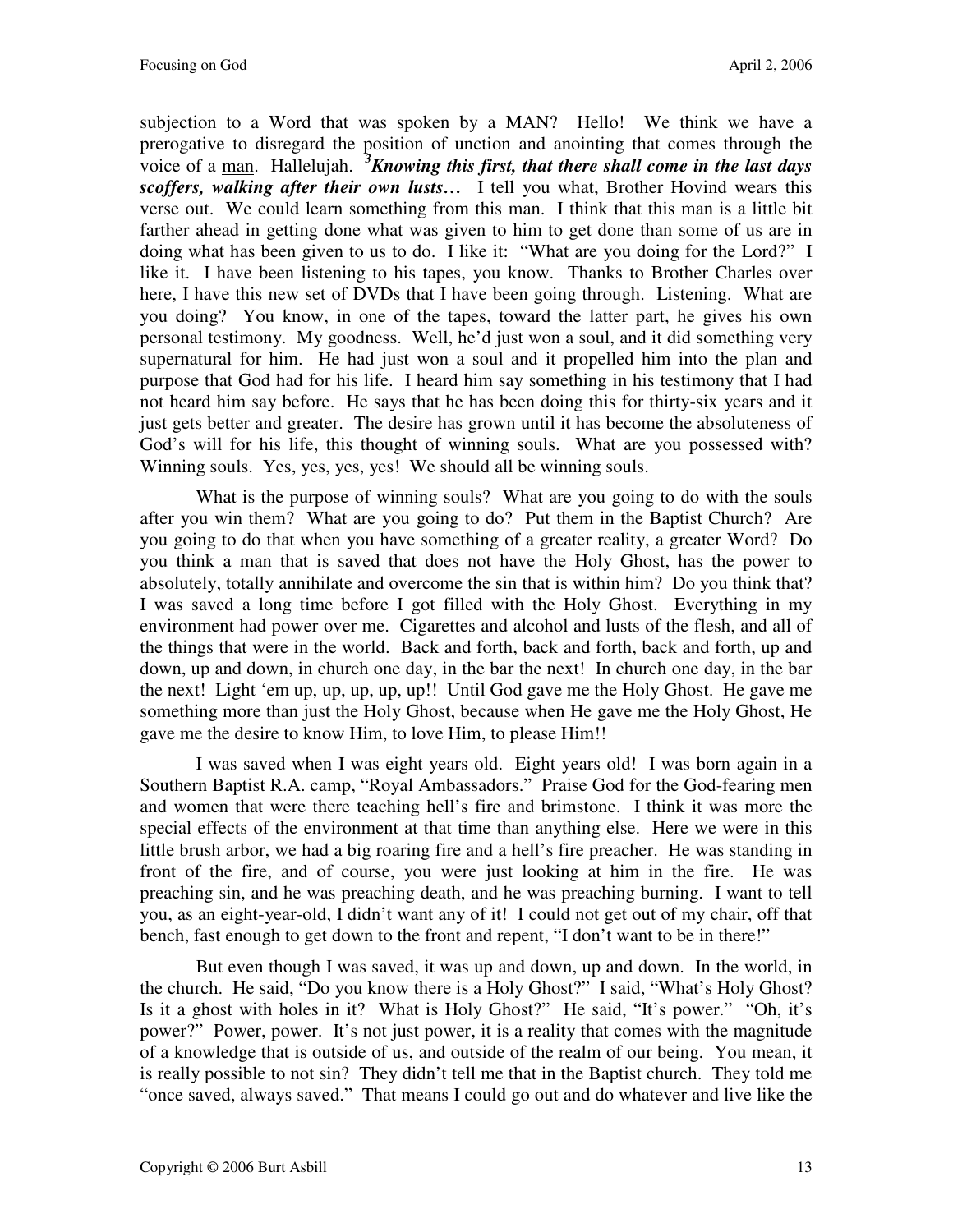subjection to a Word that was spoken by a MAN? Hello! We think we have a prerogative to disregard the position of unction and anointing that comes through the voice of a man. Hallelujah. [3]***Knowing this first, that there shall come in the last days scoffers, walking after their own lusts…*** I tell you what, Brother Hovind wears this verse out. We could learn something from this man. I think that this man is a little bit farther ahead in getting done what was given to him to get done than some of us are in doing what has been given to us to do. I like it: "What are you doing for the Lord?" I like it. I have been listening to his tapes, you know. Thanks to Brother Charles over here, I have this new set of DVDs that I have been going through. Listening. What are you doing? You know, in one of the tapes, toward the latter part, he gives his own personal testimony. My goodness. Well, he'd just won a soul, and it did something very supernatural for him. He had just won a soul and it propelled him into the plan and purpose that God had for his life. I heard him say something in his testimony that I had not heard him say before. He says that he has been doing this for thirty-six years and it just gets better and greater. The desire has grown until it has become the absoluteness of God's will for his life, this thought of winning souls. What are you possessed with? Winning souls. Yes, yes, yes, yes! We should all be winning souls.

What is the purpose of winning souls? What are you going to do with the souls after you win them? What are you going to do? Put them in the Baptist Church? Are you going to do that when you have something of a greater reality, a greater Word? Do you think a man that is saved that does not have the Holy Ghost, has the power to absolutely, totally annihilate and overcome the sin that is within him? Do you think that? I was saved a long time before I got filled with the Holy Ghost. Everything in my environment had power over me. Cigarettes and alcohol and lusts of the flesh, and all of the things that were in the world. Back and forth, back and forth, back and forth, up and down, up and down, in church one day, in the bar the next! In church one day, in the bar the next! Light 'em up, up, up, up, up!! Until God gave me the Holy Ghost. He gave me something more than just the Holy Ghost, because when He gave me the Holy Ghost, He gave me the desire to know Him, to love Him, to please Him!!

I was saved when I was eight years old. Eight years old! I was born again in a Southern Baptist R.A. camp, "Royal Ambassadors." Praise God for the God-fearing men and women that were there teaching hell's fire and brimstone. I think it was more the special effects of the environment at that time than anything else. Here we were in this little brush arbor, we had a big roaring fire and a hell's fire preacher. He was standing in front of the fire, and of course, you were just looking at him in the fire. He was preaching sin, and he was preaching death, and he was preaching burning. I want to tell you, as an eight-year-old, I didn't want any of it! I could not get out of my chair, off that bench, fast enough to get down to the front and repent, "I don't want to be in there!"

But even though I was saved, it was up and down, up and down. In the world, in the church. He said, "Do you know there is a Holy Ghost?" I said, "What's Holy Ghost? Is it a ghost with holes in it? What is Holy Ghost?" He said, "It's power." "Oh, it's power?" Power, power. It's not just power, it is a reality that comes with the magnitude of a knowledge that is outside of us, and outside of the realm of our being. You mean, it is really possible to not sin? They didn't tell me that in the Baptist church. They told me "once saved, always saved." That means I could go out and do whatever and live like the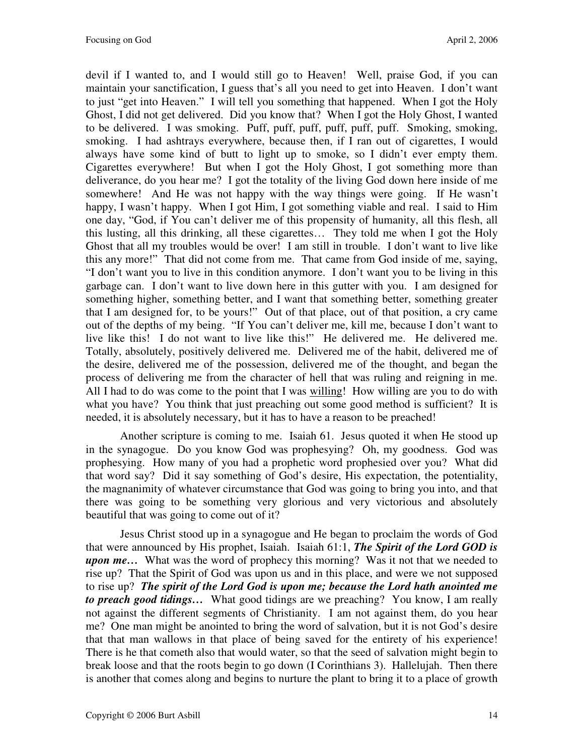devil if I wanted to, and I would still go to Heaven! Well, praise God, if you can maintain your sanctification, I guess that's all you need to get into Heaven. I don't want to just "get into Heaven." I will tell you something that happened. When I got the Holy Ghost, I did not get delivered. Did you know that? When I got the Holy Ghost, I wanted to be delivered. I was smoking. Puff, puff, puff, puff, puff, puff. Smoking, smoking, smoking. I had ashtrays everywhere, because then, if I ran out of cigarettes, I would always have some kind of butt to light up to smoke, so I didn't ever empty them. Cigarettes everywhere! But when I got the Holy Ghost, I got something more than deliverance, do you hear me? I got the totality of the living God down here inside of me somewhere! And He was not happy with the way things were going. If He wasn't happy, I wasn't happy. When I got Him, I got something viable and real. I said to Him one day, "God, if You can't deliver me of this propensity of humanity, all this flesh, all this lusting, all this drinking, all these cigarettes… They told me when I got the Holy Ghost that all my troubles would be over! I am still in trouble. I don't want to live like this any more!" That did not come from me. That came from God inside of me, saying, "I don't want you to live in this condition anymore. I don't want you to be living in this garbage can. I don't want to live down here in this gutter with you. I am designed for something higher, something better, and I want that something better, something greater that I am designed for, to be yours!" Out of that place, out of that position, a cry came out of the depths of my being. "If You can't deliver me, kill me, because I don't want to live like this! I do not want to live like this!" He delivered me. He delivered me. Totally, absolutely, positively delivered me. Delivered me of the habit, delivered me of the desire, delivered me of the possession, delivered me of the thought, and began the process of delivering me from the character of hell that was ruling and reigning in me. All I had to do was come to the point that I was <u>willing</u>! How willing are you to do with what you have? You think that just preaching out some good method is sufficient? It is needed, it is absolutely necessary, but it has to have a reason to be preached!

Another scripture is coming to me. Isaiah 61. Jesus quoted it when He stood up in the synagogue. Do you know God was prophesying? Oh, my goodness. God was prophesying. How many of you had a prophetic word prophesied over you? What did that word say? Did it say something of God's desire, His expectation, the potentiality, the magnanimity of whatever circumstance that God was going to bring you into, and that there was going to be something very glorious and very victorious and absolutely beautiful that was going to come out of it?

Jesus Christ stood up in a synagogue and He began to proclaim the words of God that were announced by His prophet, Isaiah. Isaiah 61:1, ***The Spirit of the Lord GOD is upon me…*** What was the word of prophecy this morning? Was it not that we needed to rise up? That the Spirit of God was upon us and in this place, and were we not supposed to rise up? ***The spirit of the Lord God is upon me; because the Lord hath anointed me to preach good tidings…*** What good tidings are we preaching? You know, I am really not against the different segments of Christianity. I am not against them, do you hear me? One man might be anointed to bring the word of salvation, but it is not God's desire that that man wallows in that place of being saved for the entirety of his experience! There is he that cometh also that would water, so that the seed of salvation might begin to break loose and that the roots begin to go down (I Corinthians 3). Hallelujah. Then there is another that comes along and begins to nurture the plant to bring it to a place of growth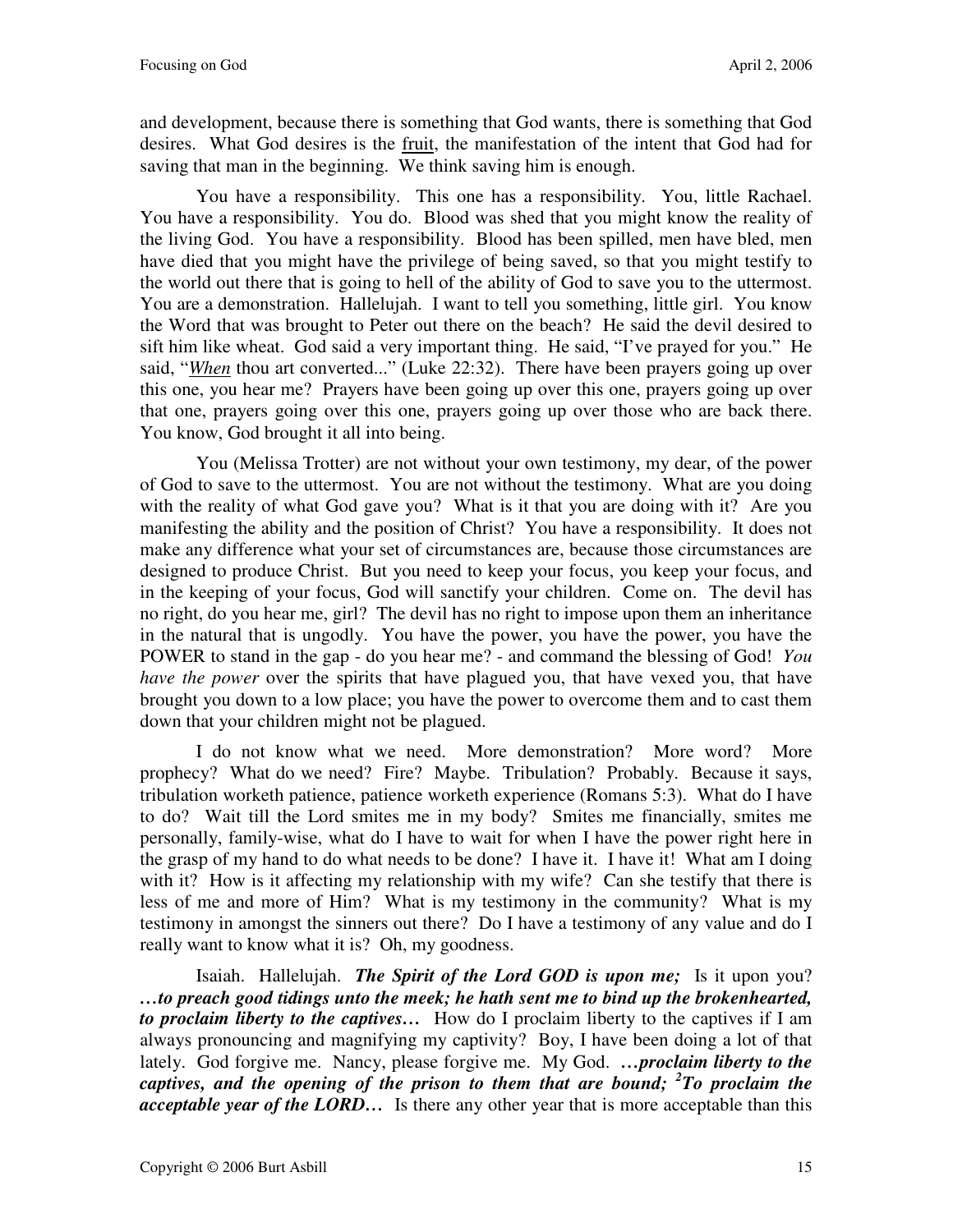and development, because there is something that God wants, there is something that God desires. What God desires is the fruit, the manifestation of the intent that God had for saving that man in the beginning. We think saving him is enough.

You have a responsibility. This one has a responsibility. You, little Rachael. You have a responsibility. You do. Blood was shed that you might know the reality of the living God. You have a responsibility. Blood has been spilled, men have bled, men have died that you might have the privilege of being saved, so that you might testify to the world out there that is going to hell of the ability of God to save you to the uttermost. You are a demonstration. Hallelujah. I want to tell you something, little girl. You know the Word that was brought to Peter out there on the beach? He said the devil desired to sift him like wheat. God said a very important thing. He said, "I've prayed for you." He said, "*When* thou art converted..." (Luke 22:32). There have been prayers going up over this one, you hear me? Prayers have been going up over this one, prayers going up over that one, prayers going over this one, prayers going up over those who are back there. You know, God brought it all into being.

You (Melissa Trotter) are not without your own testimony, my dear, of the power of God to save to the uttermost. You are not without the testimony. What are you doing with the reality of what God gave you? What is it that you are doing with it? Are you manifesting the ability and the position of Christ? You have a responsibility. It does not make any difference what your set of circumstances are, because those circumstances are designed to produce Christ. But you need to keep your focus, you keep your focus, and in the keeping of your focus, God will sanctify your children. Come on. The devil has no right, do you hear me, girl? The devil has no right to impose upon them an inheritance in the natural that is ungodly. You have the power, you have the power, you have the POWER to stand in the gap - do you hear me? - and command the blessing of God! *You have the power* over the spirits that have plagued you, that have vexed you, that have brought you down to a low place; you have the power to overcome them and to cast them down that your children might not be plagued.

I do not know what we need. More demonstration? More word? More prophecy? What do we need? Fire? Maybe. Tribulation? Probably. Because it says, tribulation worketh patience, patience worketh experience (Romans 5:3). What do I have to do? Wait till the Lord smites me in my body? Smites me financially, smites me personally, family-wise, what do I have to wait for when I have the power right here in the grasp of my hand to do what needs to be done? I have it. I have it! What am I doing with it? How is it affecting my relationship with my wife? Can she testify that there is less of me and more of Him? What is my testimony in the community? What is my testimony in amongst the sinners out there? Do I have a testimony of any value and do I really want to know what it is? Oh, my goodness.

Isaiah. Hallelujah. ***The Spirit of the Lord GOD is upon me;*** Is it upon you? ***…to preach good tidings unto the meek; he hath sent me to bind up the brokenhearted, to proclaim liberty to the captives…*** How do I proclaim liberty to the captives if I am always pronouncing and magnifying my captivity? Boy, I have been doing a lot of that lately. God forgive me. Nancy, please forgive me. My God. ***…proclaim liberty to the captives, and the opening of the prison to them that are bound; 2To proclaim the acceptable year of the LORD…*** Is there any other year that is more acceptable than this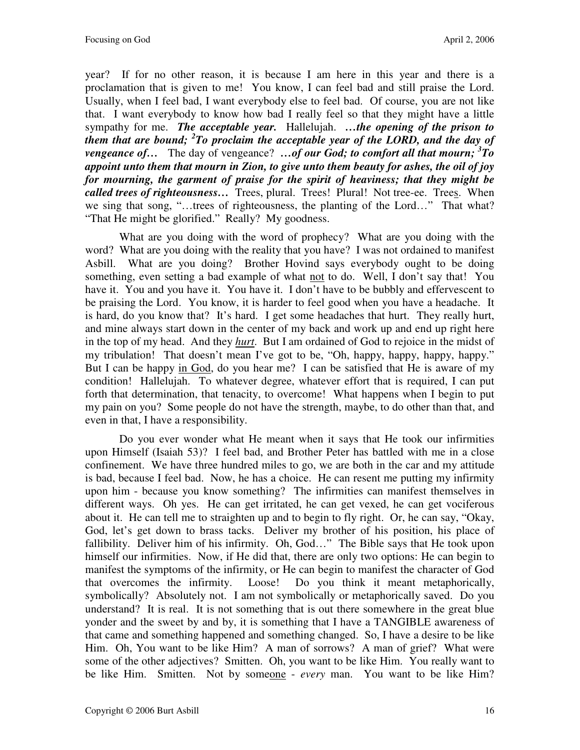year? If for no other reason, it is because I am here in this year and there is a proclamation that is given to me! You know, I can feel bad and still praise the Lord. Usually, when I feel bad, I want everybody else to feel bad. Of course, you are not like that. I want everybody to know how bad I really feel so that they might have a little sympathy for me. ***The acceptable year.*** Hallelujah. ***…the opening of the prison to them that are bound; [2]To proclaim the acceptable year of the LORD, and the day of vengeance of…*** The day of vengeance? ***…of our God; to comfort all that mourn; [3]To appoint unto them that mourn in Zion, to give unto them beauty for ashes, the oil of joy for mourning, the garment of praise for the spirit of heaviness; that they might be called trees of righteousness…*** Trees, plural. Trees! Plural! Not tree-ee. Tree<u>s</u>. When we sing that song, "…trees of righteousness, the planting of the Lord…" That what? "That He might be glorified." Really? My goodness.

What are you doing with the word of prophecy? What are you doing with the word? What are you doing with the reality that you have? I was not ordained to manifest Asbill. What are you doing? Brother Hovind says everybody ought to be doing something, even setting a bad example of what <u>not</u> to do. Well, I don't say that! You have it. You and you have it. You have it. I don't have to be bubbly and effervescent to be praising the Lord. You know, it is harder to feel good when you have a headache. It is hard, do you know that? It's hard. I get some headaches that hurt. They really hurt, and mine always start down in the center of my back and work up and end up right here in the top of my head. And they ***<u>hurt</u>***. But I am ordained of God to rejoice in the midst of my tribulation! That doesn't mean I've got to be, "Oh, happy, happy, happy, happy." But I can be happy <u>in God</u>, do you hear me? I can be satisfied that He is aware of my condition! Hallelujah. To whatever degree, whatever effort that is required, I can put forth that determination, that tenacity, to overcome! What happens when I begin to put my pain on you? Some people do not have the strength, maybe, to do other than that, and even in that, I have a responsibility.

Do you ever wonder what He meant when it says that He took our infirmities upon Himself (Isaiah 53)? I feel bad, and Brother Peter has battled with me in a close confinement. We have three hundred miles to go, we are both in the car and my attitude is bad, because I feel bad. Now, he has a choice. He can resent me putting my infirmity upon him - because you know something? The infirmities can manifest themselves in different ways. Oh yes. He can get irritated, he can get vexed, he can get vociferous about it. He can tell me to straighten up and to begin to fly right. Or, he can say, "Okay, God, let's get down to brass tacks. Deliver my brother of his position, his place of fallibility. Deliver him of his infirmity. Oh, God…" The Bible says that He took upon himself our infirmities. Now, if He did that, there are only two options: He can begin to manifest the symptoms of the infirmity, or He can begin to manifest the character of God that overcomes the infirmity. Loose! Do you think it meant metaphorically, symbolically? Absolutely not. I am not symbolically or metaphorically saved. Do you understand? It is real. It is not something that is out there somewhere in the great blue yonder and the sweet by and by, it is something that I have a TANGIBLE awareness of that came and something happened and something changed. So, I have a desire to be like Him. Oh, You want to be like Him? A man of sorrows? A man of grief? What were some of the other adjectives? Smitten. Oh, you want to be like Him. You really want to be like Him. Smitten. Not by some<u>one</u> - *every* man. You want to be like Him?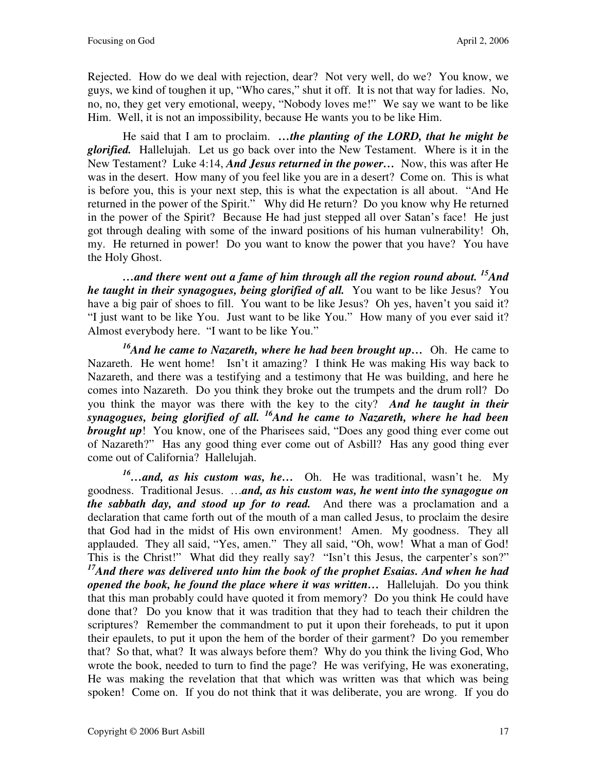Rejected. How do we deal with rejection, dear? Not very well, do we? You know, we guys, we kind of toughen it up, "Who cares," shut it off. It is not that way for ladies. No, no, no, they get very emotional, weepy, "Nobody loves me!" We say we want to be like Him. Well, it is not an impossibility, because He wants you to be like Him.

He said that I am to proclaim. ***…the planting of the LORD, that he might be glorified.*** Hallelujah. Let us go back over into the New Testament. Where is it in the New Testament? Luke 4:14, ***And Jesus returned in the power…*** Now, this was after He was in the desert. How many of you feel like you are in a desert? Come on. This is what is before you, this is your next step, this is what the expectation is all about. "And He returned in the power of the Spirit." Why did He return? Do you know why He returned in the power of the Spirit? Because He had just stepped all over Satan's face! He just got through dealing with some of the inward positions of his human vulnerability! Oh, my. He returned in power! Do you want to know the power that you have? You have the Holy Ghost.

***…and there went out a fame of him through all the region round about. [15]And he taught in their synagogues, being glorified of all.*** You want to be like Jesus? You have a big pair of shoes to fill. You want to be like Jesus? Oh yes, haven't you said it? "I just want to be like You. Just want to be like You." How many of you ever said it? Almost everybody here. "I want to be like You."

***[16]And he came to Nazareth, where he had been brought up…*** Oh. He came to Nazareth. He went home! Isn't it amazing? I think He was making His way back to Nazareth, and there was a testifying and a testimony that He was building, and here he comes into Nazareth. Do you think they broke out the trumpets and the drum roll? Do you think the mayor was there with the key to the city? ***And he taught in their synagogues, being glorified of all. [16]And he came to Nazareth, where he had been brought up***! You know, one of the Pharisees said, "Does any good thing ever come out of Nazareth?" Has any good thing ever come out of Asbill? Has any good thing ever come out of California? Hallelujah.

***[16]…and, as his custom was, he…*** Oh. He was traditional, wasn't he. My goodness. Traditional Jesus. …***and, as his custom was, he went into the synagogue on the sabbath day, and stood up for to read.*** And there was a proclamation and a declaration that came forth out of the mouth of a man called Jesus, to proclaim the desire that God had in the midst of His own environment! Amen. My goodness. They all applauded. They all said, "Yes, amen." They all said, "Oh, wow! What a man of God! This is the Christ!" What did they really say? "Isn't this Jesus, the carpenter's son?" ***[17]And there was delivered unto him the book of the prophet Esaias. And when he had opened the book, he found the place where it was written…*** Hallelujah. Do you think that this man probably could have quoted it from memory? Do you think He could have done that? Do you know that it was tradition that they had to teach their children the scriptures? Remember the commandment to put it upon their foreheads, to put it upon their epaulets, to put it upon the hem of the border of their garment? Do you remember that? So that, what? It was always before them? Why do you think the living God, Who wrote the book, needed to turn to find the page? He was verifying, He was exonerating, He was making the revelation that that which was written was that which was being spoken! Come on. If you do not think that it was deliberate, you are wrong. If you do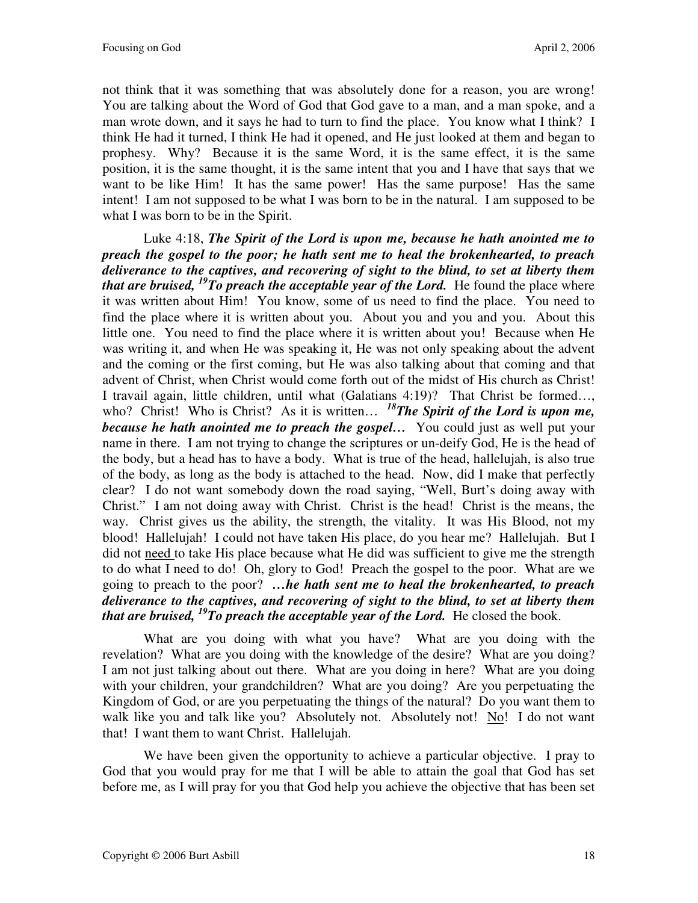not think that it was something that was absolutely done for a reason, you are wrong! You are talking about the Word of God that God gave to a man, and a man spoke, and a man wrote down, and it says he had to turn to find the place. You know what I think? I think He had it turned, I think He had it opened, and He just looked at them and began to prophesy. Why? Because it is the same Word, it is the same effect, it is the same position, it is the same thought, it is the same intent that you and I have that says that we want to be like Him! It has the same power! Has the same purpose! Has the same intent! I am not supposed to be what I was born to be in the natural. I am supposed to be what I was born to be in the Spirit.

Luke 4:18, ***The Spirit of the Lord is upon me, because he hath anointed me to preach the gospel to the poor; he hath sent me to heal the brokenhearted, to preach deliverance to the captives, and recovering of sight to the blind, to set at liberty them that are bruised, [19]To preach the acceptable year of the Lord.*** He found the place where it was written about Him! You know, some of us need to find the place. You need to find the place where it is written about you. About you and you and you. About this little one. You need to find the place where it is written about you! Because when He was writing it, and when He was speaking it, He was not only speaking about the advent and the coming or the first coming, but He was also talking about that coming and that advent of Christ, when Christ would come forth out of the midst of His church as Christ! I travail again, little children, until what (Galatians 4:19)? That Christ be formed…, who? Christ! Who is Christ? As it is written… ***[18]The Spirit of the Lord is upon me, because he hath anointed me to preach the gospel…*** You could just as well put your name in there. I am not trying to change the scriptures or un-deify God, He is the head of the body, but a head has to have a body. What is true of the head, hallelujah, is also true of the body, as long as the body is attached to the head. Now, did I make that perfectly clear? I do not want somebody down the road saying, "Well, Burt's doing away with Christ." I am not doing away with Christ. Christ is the head! Christ is the means, the way. Christ gives us the ability, the strength, the vitality. It was His Blood, not my blood! Hallelujah! I could not have taken His place, do you hear me? Hallelujah. But I did not <u>need</u> to take His place because what He did was sufficient to give me the strength to do what I need to do! Oh, glory to God! Preach the gospel to the poor. What are we going to preach to the poor? ***…he hath sent me to heal the brokenhearted, to preach deliverance to the captives, and recovering of sight to the blind, to set at liberty them that are bruised, [19]To preach the acceptable year of the Lord.*** He closed the book.

What are you doing with what you have? What are you doing with the revelation? What are you doing with the knowledge of the desire? What are you doing? I am not just talking about out there. What are you doing in here? What are you doing with your children, your grandchildren? What are you doing? Are you perpetuating the Kingdom of God, or are you perpetuating the things of the natural? Do you want them to walk like you and talk like you? Absolutely not. Absolutely not! <u>No</u>! I do not want that! I want them to want Christ. Hallelujah.

We have been given the opportunity to achieve a particular objective. I pray to God that you would pray for me that I will be able to attain the goal that God has set before me, as I will pray for you that God help you achieve the objective that has been set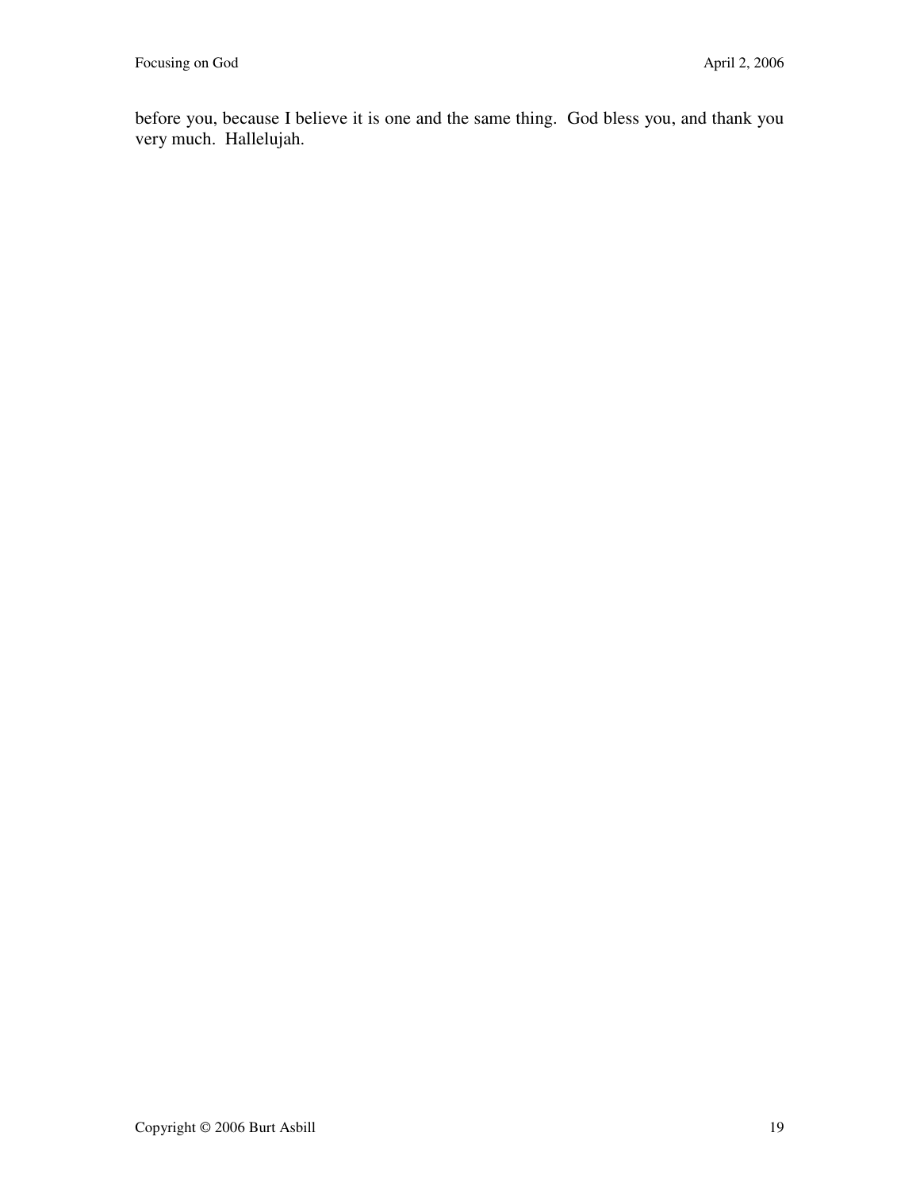before you, because I believe it is one and the same thing. God bless you, and thank you very much. Hallelujah.